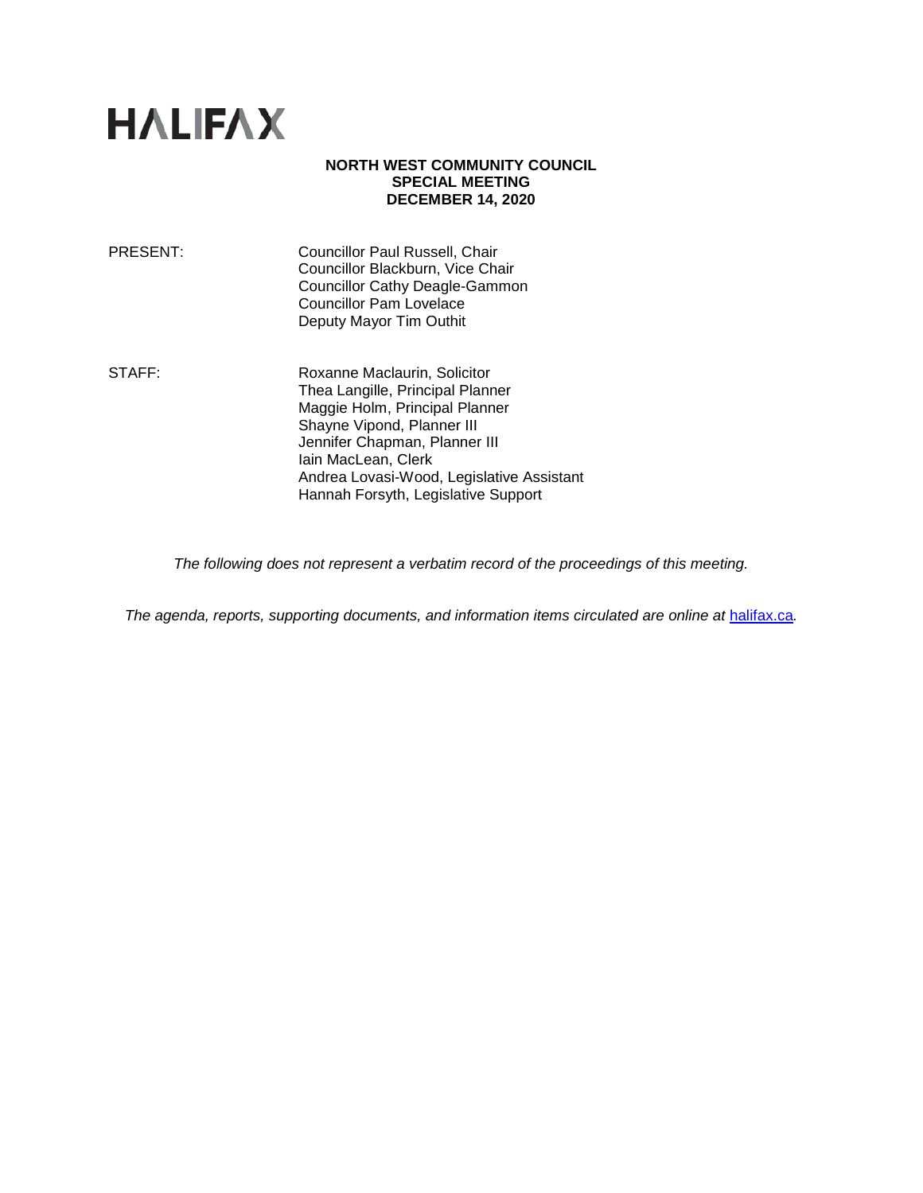# HALIFAX

**NORTH WEST COMMUNITY COUNCIL**
**SPECIAL MEETING**
**DECEMBER 14, 2020**

PRESENT: Councillor Paul Russell, Chair
Councillor Blackburn, Vice Chair
Councillor Cathy Deagle-Gammon
Councillor Pam Lovelace
Deputy Mayor Tim Outhit

STAFF: Roxanne Maclaurin, Solicitor
Thea Langille, Principal Planner
Maggie Holm, Principal Planner
Shayne Vipond, Planner III
Jennifer Chapman, Planner III
Iain MacLean, Clerk
Andrea Lovasi-Wood, Legislative Assistant
Hannah Forsyth, Legislative Support

*The following does not represent a verbatim record of the proceedings of this meeting.*

*The agenda, reports, supporting documents, and information items circulated are online at* [halifax.ca](halifax.ca)*.*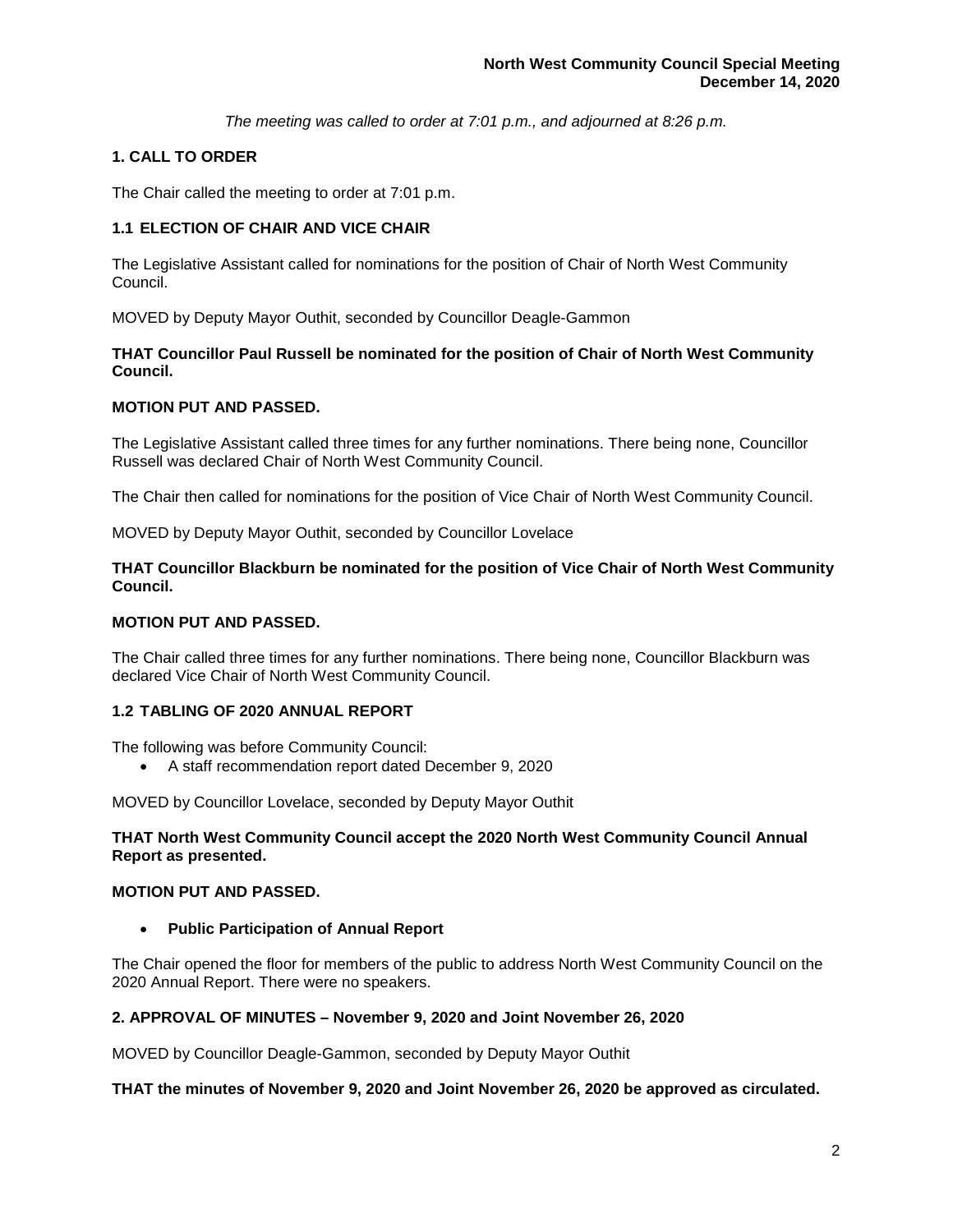*The meeting was called to order at 7:01 p.m., and adjourned at 8:26 p.m.*

## 1. CALL TO ORDER

The Chair called the meeting to order at 7:01 p.m.

### 1.1 ELECTION OF CHAIR AND VICE CHAIR

The Legislative Assistant called for nominations for the position of Chair of North West Community Council.

MOVED by Deputy Mayor Outhit, seconded by Councillor Deagle-Gammon

**THAT Councillor Paul Russell be nominated for the position of Chair of North West Community Council.**

**MOTION PUT AND PASSED.**

The Legislative Assistant called three times for any further nominations. There being none, Councillor Russell was declared Chair of North West Community Council.

The Chair then called for nominations for the position of Vice Chair of North West Community Council.

MOVED by Deputy Mayor Outhit, seconded by Councillor Lovelace

**THAT Councillor Blackburn be nominated for the position of Vice Chair of North West Community Council.**

**MOTION PUT AND PASSED.**

The Chair called three times for any further nominations. There being none, Councillor Blackburn was declared Vice Chair of North West Community Council.

### 1.2 TABLING OF 2020 ANNUAL REPORT

The following was before Community Council:

- A staff recommendation report dated December 9, 2020

MOVED by Councillor Lovelace, seconded by Deputy Mayor Outhit

**THAT North West Community Council accept the 2020 North West Community Council Annual Report as presented.**

**MOTION PUT AND PASSED.**

- **Public Participation of Annual Report**

The Chair opened the floor for members of the public to address North West Community Council on the 2020 Annual Report. There were no speakers.

## 2. APPROVAL OF MINUTES – November 9, 2020 and Joint November 26, 2020

MOVED by Councillor Deagle-Gammon, seconded by Deputy Mayor Outhit

**THAT the minutes of November 9, 2020 and Joint November 26, 2020 be approved as circulated.**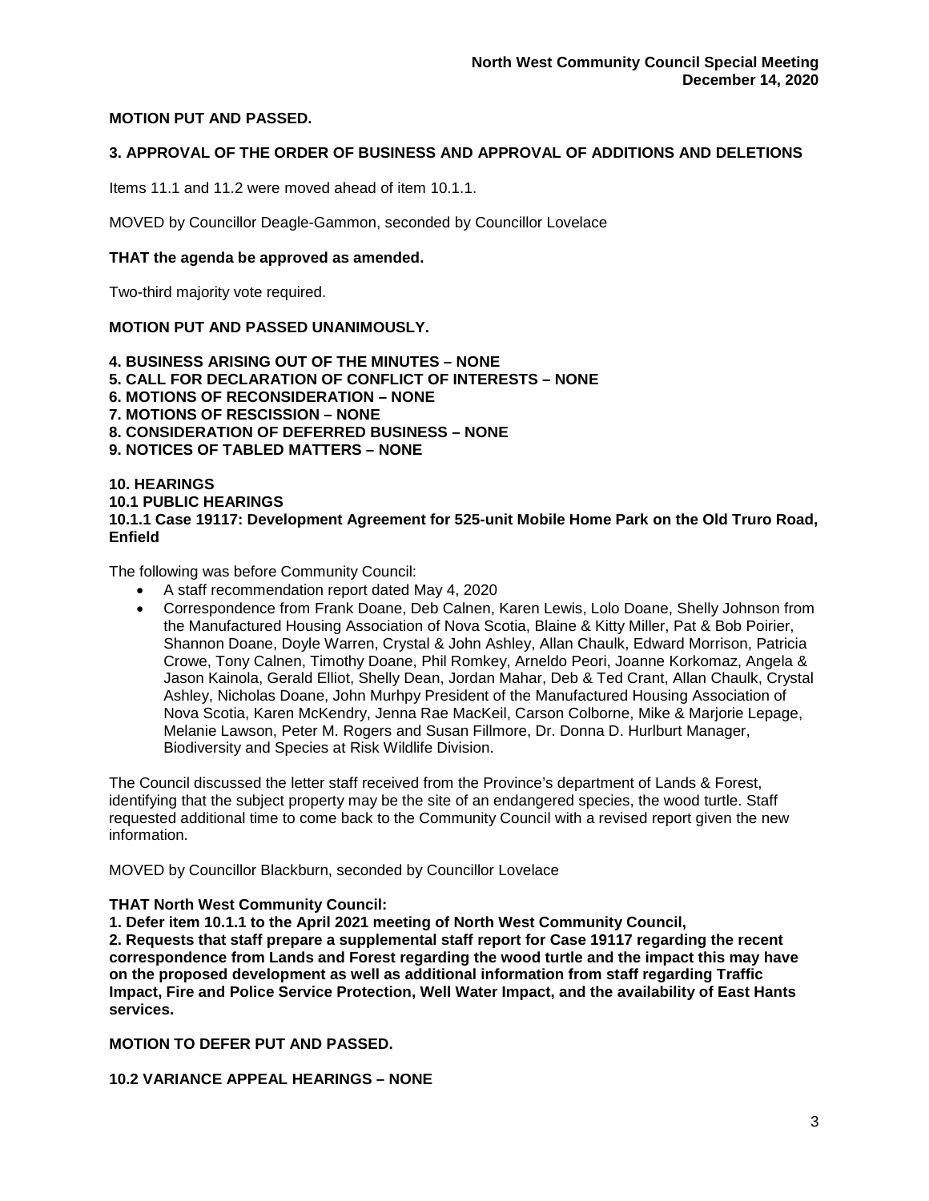**MOTION PUT AND PASSED.**

## 3. APPROVAL OF THE ORDER OF BUSINESS AND APPROVAL OF ADDITIONS AND DELETIONS

Items 11.1 and 11.2 were moved ahead of item 10.1.1.

MOVED by Councillor Deagle-Gammon, seconded by Councillor Lovelace

**THAT the agenda be approved as amended.**

Two-third majority vote required.

**MOTION PUT AND PASSED UNANIMOUSLY.**

## 4. BUSINESS ARISING OUT OF THE MINUTES – NONE
## 5. CALL FOR DECLARATION OF CONFLICT OF INTERESTS – NONE
## 6. MOTIONS OF RECONSIDERATION – NONE
## 7. MOTIONS OF RESCISSION – NONE
## 8. CONSIDERATION OF DEFERRED BUSINESS – NONE
## 9. NOTICES OF TABLED MATTERS – NONE

## 10. HEARINGS
### 10.1 PUBLIC HEARINGS
#### 10.1.1 Case 19117: Development Agreement for 525-unit Mobile Home Park on the Old Truro Road, Enfield

The following was before Community Council:

- A staff recommendation report dated May 4, 2020
- Correspondence from Frank Doane, Deb Calnen, Karen Lewis, Lolo Doane, Shelly Johnson from the Manufactured Housing Association of Nova Scotia, Blaine & Kitty Miller, Pat & Bob Poirier, Shannon Doane, Doyle Warren, Crystal & John Ashley, Allan Chaulk, Edward Morrison, Patricia Crowe, Tony Calnen, Timothy Doane, Phil Romkey, Arneldo Peori, Joanne Korkomaz, Angela & Jason Kainola, Gerald Elliot, Shelly Dean, Jordan Mahar, Deb & Ted Crant, Allan Chaulk, Crystal Ashley, Nicholas Doane, John Murhpy President of the Manufactured Housing Association of Nova Scotia, Karen McKendry, Jenna Rae MacKeil, Carson Colborne, Mike & Marjorie Lepage, Melanie Lawson, Peter M. Rogers and Susan Fillmore, Dr. Donna D. Hurlburt Manager, Biodiversity and Species at Risk Wildlife Division.

The Council discussed the letter staff received from the Province's department of Lands & Forest, identifying that the subject property may be the site of an endangered species, the wood turtle. Staff requested additional time to come back to the Community Council with a revised report given the new information.

MOVED by Councillor Blackburn, seconded by Councillor Lovelace

**THAT North West Community Council:**

**1. Defer item 10.1.1 to the April 2021 meeting of North West Community Council,**

**2. Requests that staff prepare a supplemental staff report for Case 19117 regarding the recent correspondence from Lands and Forest regarding the wood turtle and the impact this may have on the proposed development as well as additional information from staff regarding Traffic Impact, Fire and Police Service Protection, Well Water Impact, and the availability of East Hants services.**

**MOTION TO DEFER PUT AND PASSED.**

### 10.2 VARIANCE APPEAL HEARINGS – NONE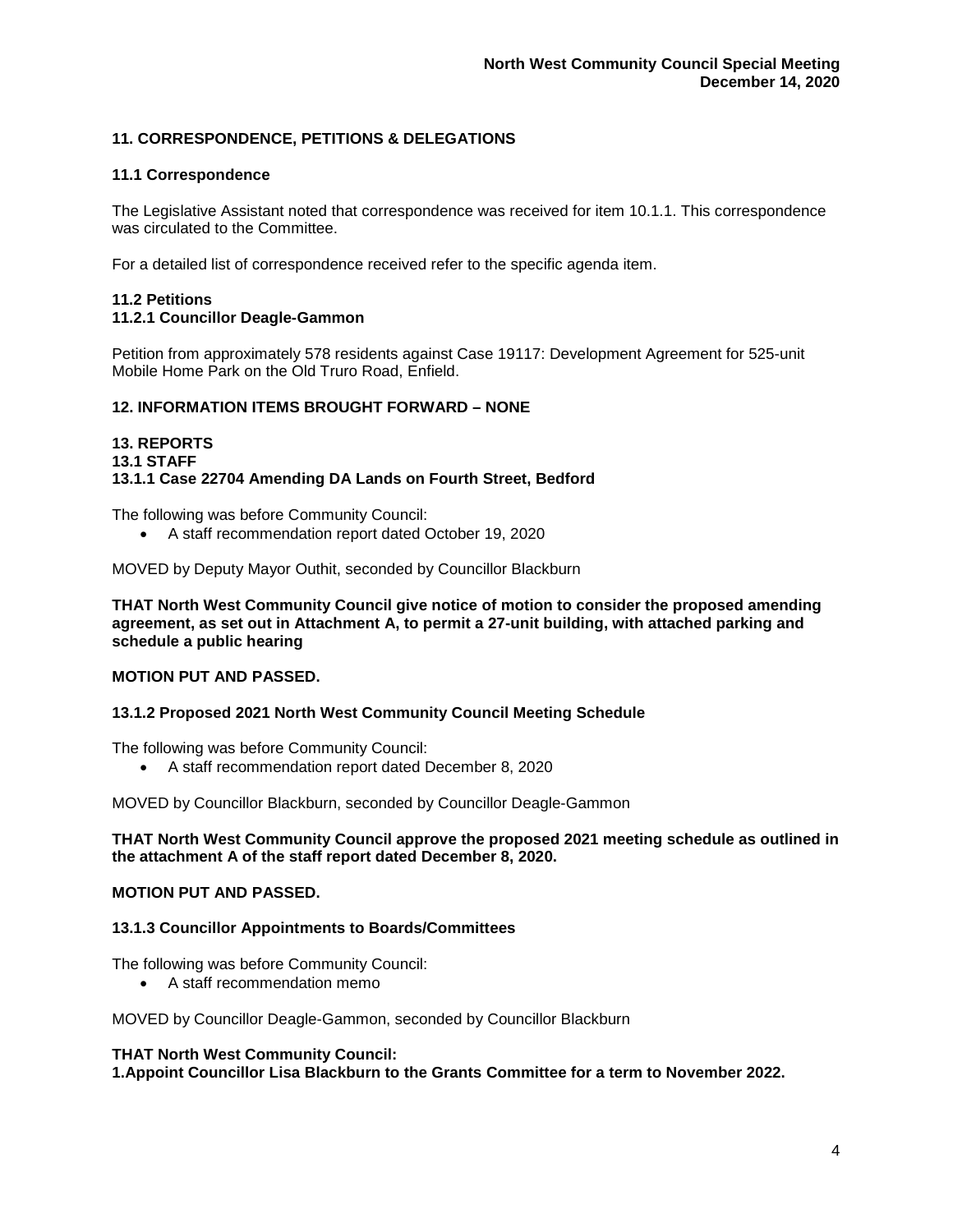## 11. CORRESPONDENCE, PETITIONS & DELEGATIONS

### 11.1 Correspondence

The Legislative Assistant noted that correspondence was received for item 10.1.1. This correspondence was circulated to the Committee.

For a detailed list of correspondence received refer to the specific agenda item.

### 11.2 Petitions

#### 11.2.1 Councillor Deagle-Gammon

Petition from approximately 578 residents against Case 19117: Development Agreement for 525-unit Mobile Home Park on the Old Truro Road, Enfield.

## 12. INFORMATION ITEMS BROUGHT FORWARD – NONE

## 13. REPORTS

### 13.1 STAFF

#### 13.1.1 Case 22704 Amending DA Lands on Fourth Street, Bedford

The following was before Community Council:

- A staff recommendation report dated October 19, 2020

MOVED by Deputy Mayor Outhit, seconded by Councillor Blackburn

**THAT North West Community Council give notice of motion to consider the proposed amending agreement, as set out in Attachment A, to permit a 27-unit building, with attached parking and schedule a public hearing**

**MOTION PUT AND PASSED.**

#### 13.1.2 Proposed 2021 North West Community Council Meeting Schedule

The following was before Community Council:

- A staff recommendation report dated December 8, 2020

MOVED by Councillor Blackburn, seconded by Councillor Deagle-Gammon

**THAT North West Community Council approve the proposed 2021 meeting schedule as outlined in the attachment A of the staff report dated December 8, 2020.**

**MOTION PUT AND PASSED.**

#### 13.1.3 Councillor Appointments to Boards/Committees

The following was before Community Council:

- A staff recommendation memo

MOVED by Councillor Deagle-Gammon, seconded by Councillor Blackburn

**THAT North West Community Council:**
**1.Appoint Councillor Lisa Blackburn to the Grants Committee for a term to November 2022.**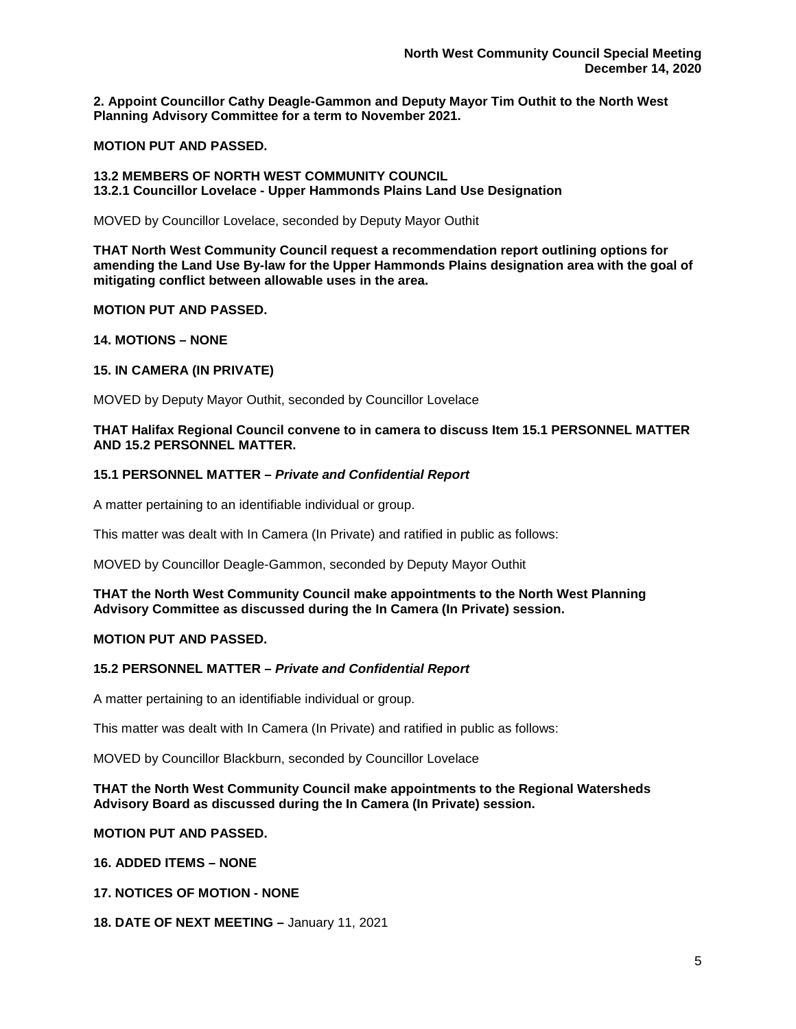**2. Appoint Councillor Cathy Deagle-Gammon and Deputy Mayor Tim Outhit to the North West Planning Advisory Committee for a term to November 2021.**

**MOTION PUT AND PASSED.**

**13.2 MEMBERS OF NORTH WEST COMMUNITY COUNCIL**
**13.2.1 Councillor Lovelace - Upper Hammonds Plains Land Use Designation**

MOVED by Councillor Lovelace, seconded by Deputy Mayor Outhit

**THAT North West Community Council request a recommendation report outlining options for amending the Land Use By-law for the Upper Hammonds Plains designation area with the goal of mitigating conflict between allowable uses in the area.**

**MOTION PUT AND PASSED.**

**14. MOTIONS – NONE**

**15. IN CAMERA (IN PRIVATE)**

MOVED by Deputy Mayor Outhit, seconded by Councillor Lovelace

**THAT Halifax Regional Council convene to in camera to discuss Item 15.1 PERSONNEL MATTER AND 15.2 PERSONNEL MATTER.**

**15.1 PERSONNEL MATTER –** ***Private and Confidential Report***

A matter pertaining to an identifiable individual or group.

This matter was dealt with In Camera (In Private) and ratified in public as follows:

MOVED by Councillor Deagle-Gammon, seconded by Deputy Mayor Outhit

**THAT the North West Community Council make appointments to the North West Planning Advisory Committee as discussed during the In Camera (In Private) session.**

**MOTION PUT AND PASSED.**

**15.2 PERSONNEL MATTER –** ***Private and Confidential Report***

A matter pertaining to an identifiable individual or group.

This matter was dealt with In Camera (In Private) and ratified in public as follows:

MOVED by Councillor Blackburn, seconded by Councillor Lovelace

**THAT the North West Community Council make appointments to the Regional Watersheds Advisory Board as discussed during the In Camera (In Private) session.**

**MOTION PUT AND PASSED.**

**16. ADDED ITEMS – NONE**

**17. NOTICES OF MOTION - NONE**

**18. DATE OF NEXT MEETING –** January 11, 2021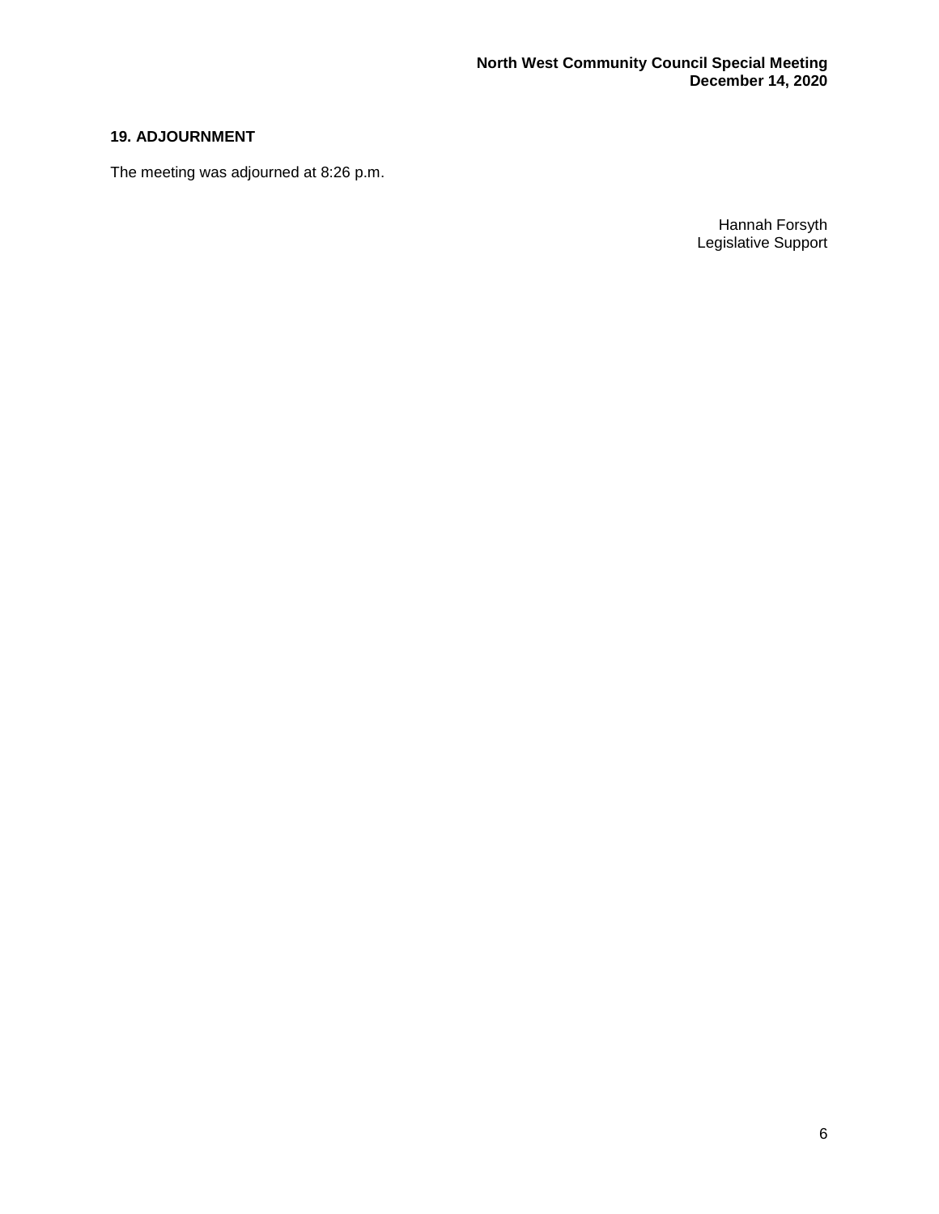## 19. ADJOURNMENT

The meeting was adjourned at 8:26 p.m.

Hannah Forsyth
Legislative Support